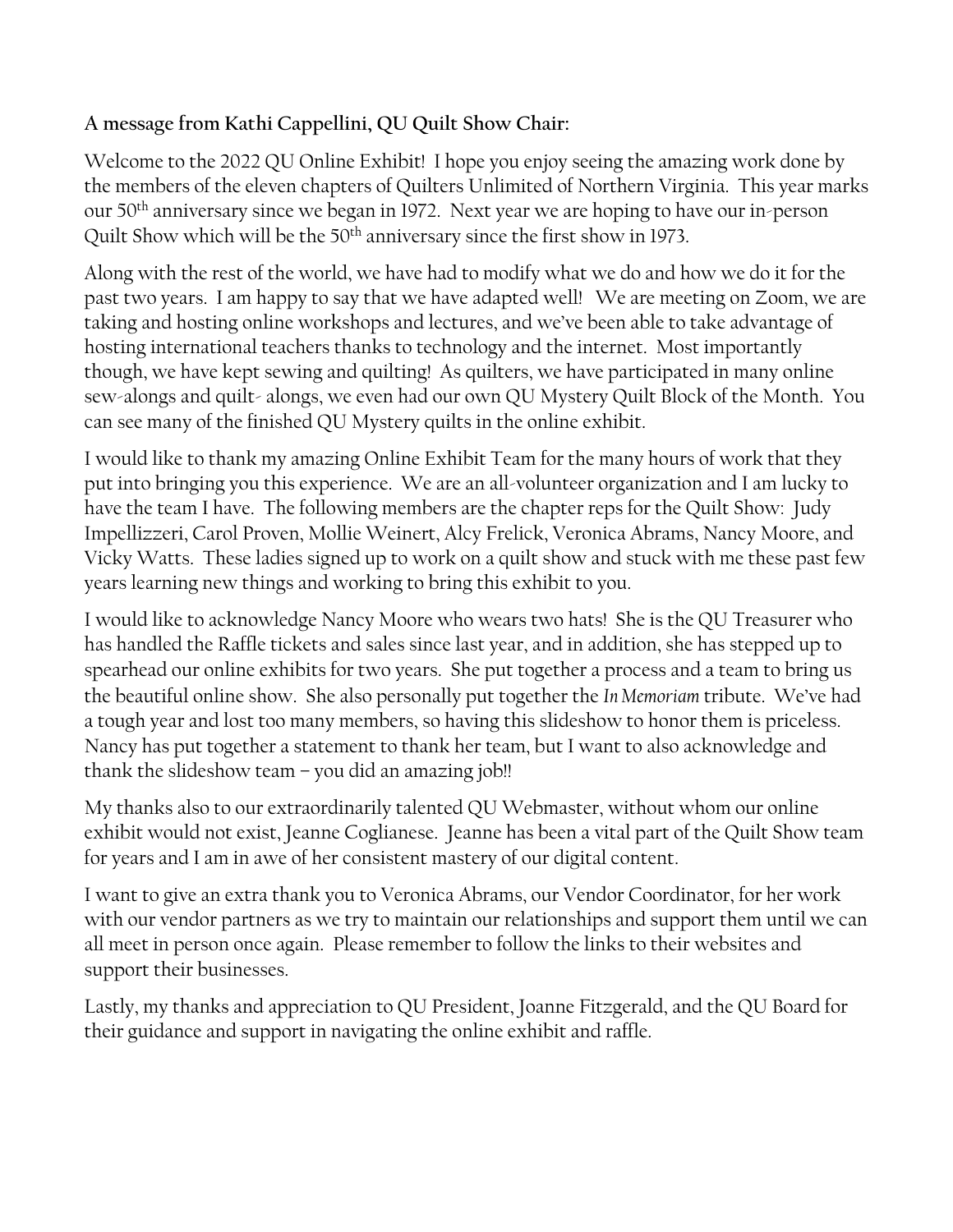**A message from Kathi Cappellini, QU Quilt Show Chair:**

Welcome to the 2022 QU Online Exhibit! I hope you enjoy seeing the amazing work done by the members of the eleven chapters of Quilters Unlimited of Northern Virginia. This year marks our 50th anniversary since we began in 1972. Next year we are hoping to have our in-person Quilt Show which will be the 50th anniversary since the first show in 1973.

Along with the rest of the world, we have had to modify what we do and how we do it for the past two years. I am happy to say that we have adapted well! We are meeting on Zoom, we are taking and hosting online workshops and lectures, and we've been able to take advantage of hosting international teachers thanks to technology and the internet. Most importantly though, we have kept sewing and quilting! As quilters, we have participated in many online sew-alongs and quilt- alongs, we even had our own QU Mystery Quilt Block of the Month. You can see many of the finished QU Mystery quilts in the online exhibit.

I would like to thank my amazing Online Exhibit Team for the many hours of work that they put into bringing you this experience. We are an all-volunteer organization and I am lucky to have the team I have. The following members are the chapter reps for the Quilt Show: Judy Impellizzeri, Carol Proven, Mollie Weinert, Alcy Frelick, Veronica Abrams, Nancy Moore, and Vicky Watts. These ladies signed up to work on a quilt show and stuck with me these past few years learning new things and working to bring this exhibit to you.

I would like to acknowledge Nancy Moore who wears two hats! She is the QU Treasurer who has handled the Raffle tickets and sales since last year, and in addition, she has stepped up to spearhead our online exhibits for two years. She put together a process and a team to bring us the beautiful online show. She also personally put together the *In Memoriam* tribute. We've had a tough year and lost too many members, so having this slideshow to honor them is priceless. Nancy has put together a statement to thank her team, but I want to also acknowledge and thank the slideshow team – you did an amazing job!!

My thanks also to our extraordinarily talented QU Webmaster, without whom our online exhibit would not exist, Jeanne Coglianese. Jeanne has been a vital part of the Quilt Show team for years and I am in awe of her consistent mastery of our digital content.

I want to give an extra thank you to Veronica Abrams, our Vendor Coordinator, for her work with our vendor partners as we try to maintain our relationships and support them until we can all meet in person once again. Please remember to follow the links to their websites and support their businesses.

Lastly, my thanks and appreciation to QU President, Joanne Fitzgerald, and the QU Board for their guidance and support in navigating the online exhibit and raffle.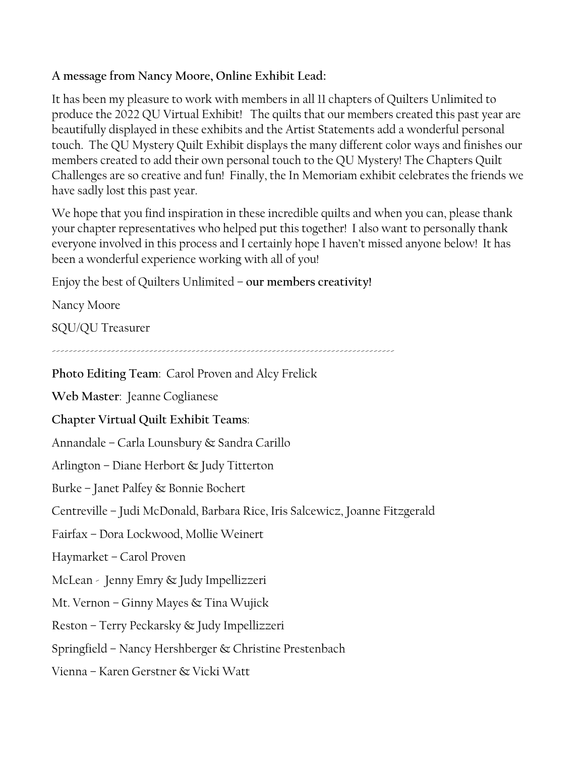**A message from Nancy Moore, Online Exhibit Lead:**

It has been my pleasure to work with members in all 11 chapters of Quilters Unlimited to produce the 2022 QU Virtual Exhibit! The quilts that our members created this past year are beautifully displayed in these exhibits and the Artist Statements add a wonderful personal touch. The QU Mystery Quilt Exhibit displays the many different color ways and finishes our members created to add their own personal touch to the QU Mystery! The Chapters Quilt Challenges are so creative and fun! Finally, the In Memoriam exhibit celebrates the friends we have sadly lost this past year.

We hope that you find inspiration in these incredible quilts and when you can, please thank your chapter representatives who helped put this together! I also want to personally thank everyone involved in this process and I certainly hope I haven't missed anyone below! It has been a wonderful experience working with all of you!

Enjoy the best of Quilters Unlimited – **our members creativity!**

Nancy Moore

SQU/QU Treasurer

---

**Photo Editing Team**: Carol Proven and Alcy Frelick

**Web Master**: Jeanne Coglianese

**Chapter Virtual Quilt Exhibit Teams**:

Annandale – Carla Lounsbury & Sandra Carillo

Arlington – Diane Herbort & Judy Titterton

Burke – Janet Palfey & Bonnie Bochert

Centreville – Judi McDonald, Barbara Rice, Iris Salcewicz, Joanne Fitzgerald

Fairfax – Dora Lockwood, Mollie Weinert

Haymarket – Carol Proven

McLean - Jenny Emry & Judy Impellizzeri

Mt. Vernon – Ginny Mayes & Tina Wujick

Reston – Terry Peckarsky & Judy Impellizzeri

Springfield – Nancy Hershberger & Christine Prestenbach

Vienna – Karen Gerstner & Vicki Watt